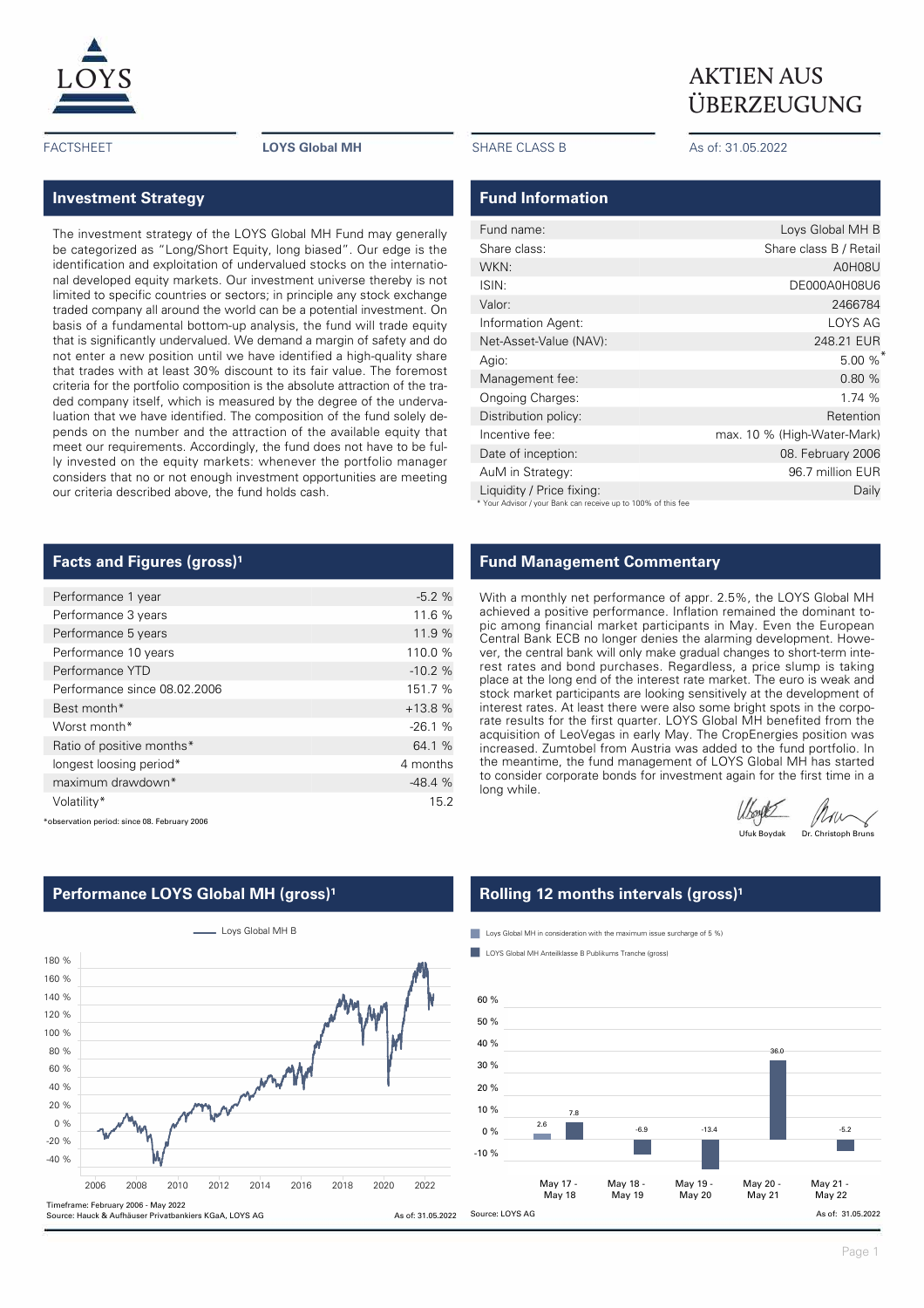AKTIEN AUS ÜBERZEUGUNG

FACTSHEET | **LOYS Global MH** | SHARE CLASS B | As of: 31.05.2022

## Investment Strategy

The investment strategy of the LOYS Global MH Fund may generally be categorized as "Long/Short Equity, long biased". Our edge is the identification and exploitation of undervalued stocks on the international developed equity markets. Our investment universe thereby is not limited to specific countries or sectors; in principle any stock exchange traded company all around the world can be a potential investment. On basis of a fundamental bottom-up analysis, the fund will trade equity that is significantly undervalued. We demand a margin of safety and do not enter a new position until we have identified a high-quality share that trades with at least 30% discount to its fair value. The foremost criteria for the portfolio composition is the absolute attraction of the traded company itself, which is measured by the degree of the undervaluation that we have identified. The composition of the fund solely depends on the number and the attraction of the available equity that meet our requirements. Accordingly, the fund does not have to be fully invested on the equity markets: whenever the portfolio manager considers that no or not enough investment opportunities are meeting our criteria described above, the fund holds cash.

## Fund Information

| | |
|---|---|
| Fund name: | Loys Global MH B |
| Share class: | Share class B / Retail |
| WKN: | A0H08U |
| ISIN: | DE000A0H08U6 |
| Valor: | 2466784 |
| Information Agent: | LOYS AG |
| Net-Asset-Value (NAV): | 248.21 EUR |
| Agio: | 5.00 %* |
| Management fee: | 0.80 % |
| Ongoing Charges: | 1.74 % |
| Distribution policy: | Retention |
| Incentive fee: | max. 10 % (High-Water-Mark) |
| Date of inception: | 08. February 2006 |
| AuM in Strategy: | 96.7 million EUR |
| Liquidity / Price fixing: | Daily |

* Your Advisor / your Bank can receive up to 100% of this fee

## Facts and Figures (gross)[1]

| | |
|---|---|
| Performance 1 year | -5.2 % |
| Performance 3 years | 11.6 % |
| Performance 5 years | 11.9 % |
| Performance 10 years | 110.0 % |
| Performance YTD | -10.2 % |
| Performance since 08.02.2006 | 151.7 % |
| Best month* | +13.8 % |
| Worst month* | -26.1 % |
| Ratio of positive months* | 64.1 % |
| longest loosing period* | 4 months |
| maximum drawdown* | -48.4 % |
| Volatility* | 15.2 |

*observation period: since 08. February 2006

## Fund Management Commentary

With a monthly net performance of appr. 2.5%, the LOYS Global MH achieved a positive performance. Inflation remained the dominant topic among financial market participants in May. Even the European Central Bank ECB no longer denies the alarming development. However, the central bank will only make gradual changes to short-term interest rates and bond purchases. Regardless, a price slump is taking place at the long end of the interest rate market. The euro is weak and stock market participants are looking sensitively at the development of interest rates. At least there were also some bright spots in the corporate results for the first quarter. LOYS Global MH benefited from the acquisition of LeoVegas in early May. The CropEnergies position was increased. Zumtobel from Austria was added to the fund portfolio. In the meantime, the fund management of LOYS Global MH has started to consider corporate bonds for investment again for the first time in a long while.

Ufuk Boydak | Dr. Christoph Bruns

## Performance LOYS Global MH (gross)[1]

Timeframe: February 2006 - May 2022
Source: Hauck & Aufhäuser Privatbankiers KGaA, LOYS AG
As of: 31.05.2022

## Rolling 12 months intervals (gross)[1]

| | May 17 - May 18 | May 18 - May 19 | May 19 - May 20 | May 20 - May 21 | May 21 - May 22 |
|---|---|---|---|---|---|
| Loys Global MH in consideration with the maximum issue surcharge of 5 %) | 2.6 | | | | |
| LOYS Global MH Anteilklasse B Publikums Tranche (gross) | 7.8 | -6.9 | -13.4 | 36.0 | -5.2 |

Source: LOYS AG
As of: 31.05.2022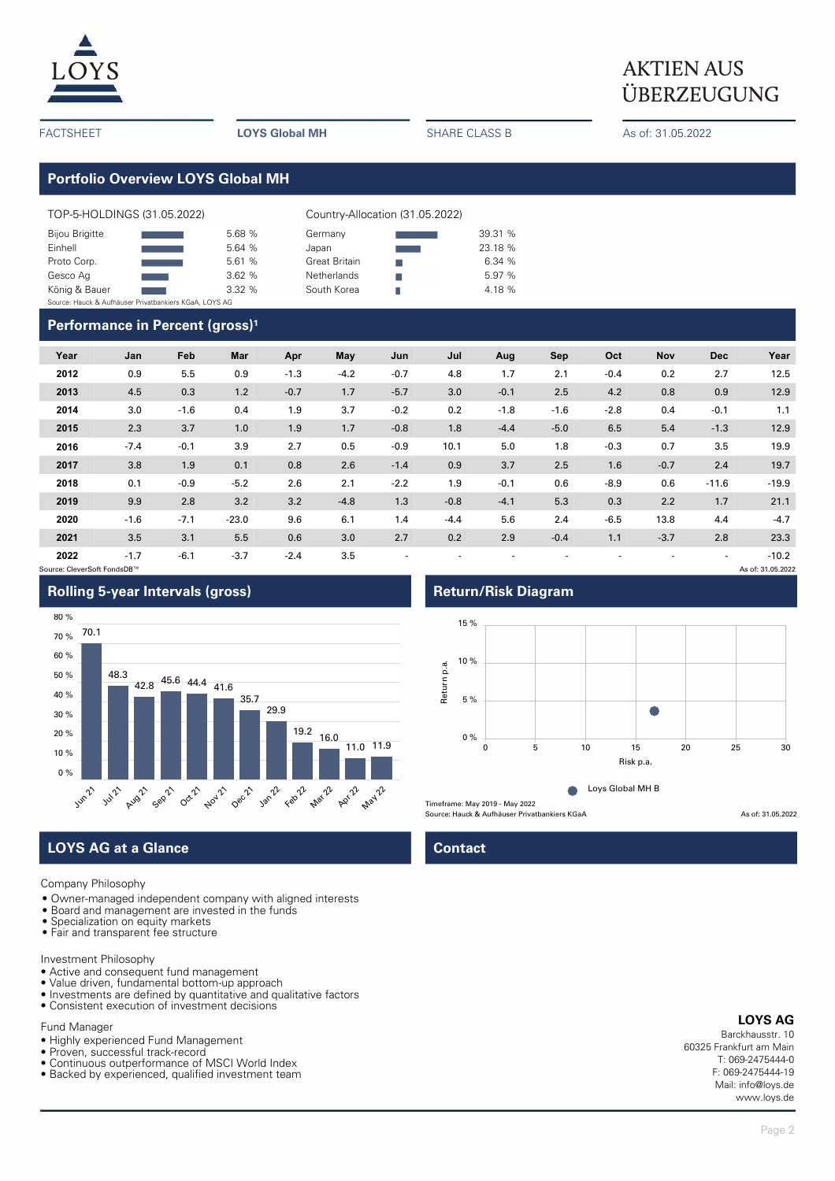LOYS

# AKTIEN AUS ÜBERZEUGUNG

FACTSHEET | **LOYS Global MH** | SHARE CLASS B | As of: 31.05.2022

## Portfolio Overview LOYS Global MH

| TOP-5-HOLDINGS (31.05.2022) | |
|---|---|
| Bijou Brigitte | 5.68 % |
| Einhell | 5.64 % |
| Proto Corp. | 5.61 % |
| Gesco Ag | 3.62 % |
| König & Bauer | 3.32 % |

| Country-Allocation (31.05.2022) | |
|---|---|
| Germany | 39.31 % |
| Japan | 23.18 % |
| Great Britain | 6.34 % |
| Netherlands | 5.97 % |
| South Korea | 4.18 % |

Source: Hauck & Aufhäuser Privatbankiers KGaA, LOYS AG

## Performance in Percent (gross)[1]

| Year | Jan | Feb | Mar | Apr | May | Jun | Jul | Aug | Sep | Oct | Nov | Dec | Year |
|---|---|---|---|---|---|---|---|---|---|---|---|---|---|
| **2012** | 0.9 | 5.5 | 0.9 | -1.3 | -4.2 | -0.7 | 4.8 | 1.7 | 2.1 | -0.4 | 0.2 | 2.7 | 12.5 |
| **2013** | 4.5 | 0.3 | 1.2 | -0.7 | 1.7 | -5.7 | 3.0 | -0.1 | 2.5 | 4.2 | 0.8 | 0.9 | 12.9 |
| **2014** | 3.0 | -1.6 | 0.4 | 1.9 | 3.7 | -0.2 | 0.2 | -1.8 | -1.6 | -2.8 | 0.4 | -0.1 | 1.1 |
| **2015** | 2.3 | 3.7 | 1.0 | 1.9 | 1.7 | -0.8 | 1.8 | -4.4 | -5.0 | 6.5 | 5.4 | -1.3 | 12.9 |
| **2016** | -7.4 | -0.1 | 3.9 | 2.7 | 0.5 | -0.9 | 10.1 | 5.0 | 1.8 | -0.3 | 0.7 | 3.5 | 19.9 |
| **2017** | 3.8 | 1.9 | 0.1 | 0.8 | 2.6 | -1.4 | 0.9 | 3.7 | 2.5 | 1.6 | -0.7 | 2.4 | 19.7 |
| **2018** | 0.1 | -0.9 | -5.2 | 2.6 | 2.1 | -2.2 | 1.9 | -0.1 | 0.6 | -8.9 | 0.6 | -11.6 | -19.9 |
| **2019** | 9.9 | 2.8 | 3.2 | 3.2 | -4.8 | 1.3 | -0.8 | -4.1 | 5.3 | 0.3 | 2.2 | 1.7 | 21.1 |
| **2020** | -1.6 | -7.1 | -23.0 | 9.6 | 6.1 | 1.4 | -4.4 | 5.6 | 2.4 | -6.5 | 13.8 | 4.4 | -4.7 |
| **2021** | 3.5 | 3.1 | 5.5 | 0.6 | 3.0 | 2.7 | 0.2 | 2.9 | -0.4 | 1.1 | -3.7 | 2.8 | 23.3 |
| **2022** | -1.7 | -6.1 | -3.7 | -2.4 | 3.5 | - | - | - | - | - | - | - | -10.2 |

Source: CleverSoft FondsDB™ | As of: 31.05.2022

## Rolling 5-year Intervals (gross)

| Jun 21 | Jul 21 | Aug 21 | Sep 21 | Oct 21 | Nov 21 | Dec 21 | Jan 22 | Feb 22 | Mar 22 | Apr 22 | May 22 |
|---|---|---|---|---|---|---|---|---|---|---|---|
| 70.1 | 48.3 | 42.8 | 45.6 | 44.4 | 41.6 | 35.7 | 29.9 | 19.2 | 16.0 | 11.0 | 11.9 |

## Return/Risk Diagram

Loys Global MH B

Timeframe: May 2019 - May 2022
Source: Hauck & Aufhäuser Privatbankiers KGaA | As of: 31.05.2022

## LOYS AG at a Glance

Company Philosophy
- Owner-managed independent company with aligned interests
- Board and management are invested in the funds
- Specialization on equity markets
- Fair and transparent fee structure

Investment Philosophy
- Active and consequent fund management
- Value driven, fundamental bottom-up approach
- Investments are defined by quantitative and qualitative factors
- Consistent execution of investment decisions

Fund Manager
- Highly experienced Fund Management
- Proven, successful track-record
- Continuous outperformance of MSCI World Index
- Backed by experienced, qualified investment team

## Contact

**LOYS AG**
Barckhausstr. 10
60325 Frankfurt am Main
T: 069-2475444-0
F: 069-2475444-19
Mail: info@loys.de
www.loys.de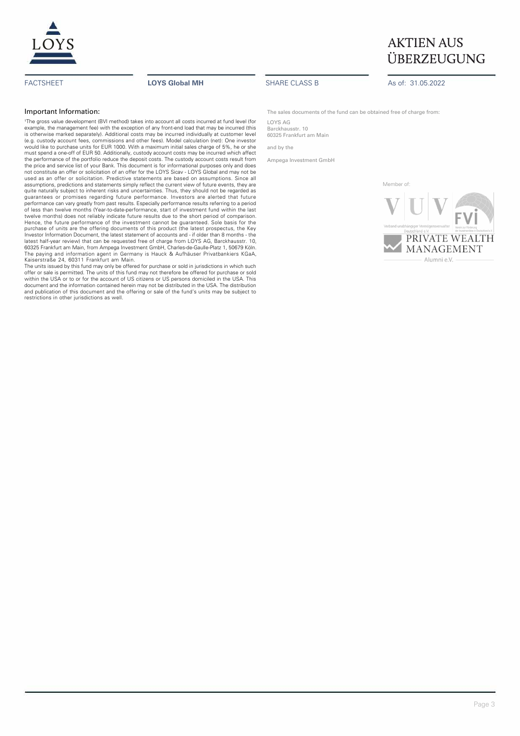FACTSHEET | **LOYS Global MH** | SHARE CLASS B | As of: 31.05.2022

## Important Information:

[1]The gross value development (BVI method) takes into account all costs incurred at fund level (for example, the management fee) with the exception of any front-end load that may be incurred (this is otherwise marked separately). Additional costs may be incurred individually at customer level (e.g. custody account fees, commissions and other fees). Model calculation (net): One investor would like to purchase units for EUR 1000. With a maximum initial sales charge of 5%, he or she must spend a one-off of EUR 50. Additionally, custody account costs may be incurred which affect the performance of the portfolio reduce the deposit costs. The custody account costs result from the price and service list of your Bank. This document is for informational purposes only and does not constitute an offer or solicitation of an offer for the LOYS Sicav - LOYS Global and may not be used as an offer or solicitation. Predictive statements are based on assumptions. Since all assumptions, predictions and statements simply reflect the current view of future events, they are quite naturally subject to inherent risks and uncertainties. Thus, they should not be regarded as guarantees or promises regarding future performance. Investors are alerted that future performance can vary greatly from past results. Especially performance results referring to a period of less than twelve months (Year-to-date-performance, start of investment fund within the last twelve months) does not reliably indicate future results due to the short period of comparison. Hence, the future performance of the investment cannot be guaranteed. Sole basis for the purchase of units are the offering documents of this product (the latest prospectus, the Key Investor Information Document, the latest statement of accounts and - if older than 8 months - the latest half-year review) that can be requested free of charge from LOYS AG, Barckhausstr. 10, 60325 Frankfurt am Main, from Ampega Investment GmbH, Charles-de-Gaulle-Platz 1, 50679 Köln. The paying and information agent in Germany is Hauck & Aufhäuser Privatbankiers KGaA, Kaiserstraße 24, 60311 Frankfurt am Main.

The units issued by this fund may only be offered for purchase or sold in jurisdictions in which such offer or sale is permitted. The units of this fund may not therefore be offered for purchase or sold within the USA or to or for the account of US citizens or US persons domiciled in the USA. This document and the information contained herein may not be distributed in the USA. The distribution and publication of this document and the offering or sale of the fund's units may be subject to restrictions in other jurisdictions as well.

The sales documents of the fund can be obtained free of charge from:

LOYS AG
Barckhausstr. 10
60325 Frankfurt am Main

and by the

Ampega Investment GmbH

Member of:

VUV – Verband unabhängiger Vermögensverwalter Deutschland e.V.

FVI – Verein zur Förderung der Investmentfonds in Deutschland e.V.

PRIVATE WEALTH MANAGEMENT Alumni e.V.